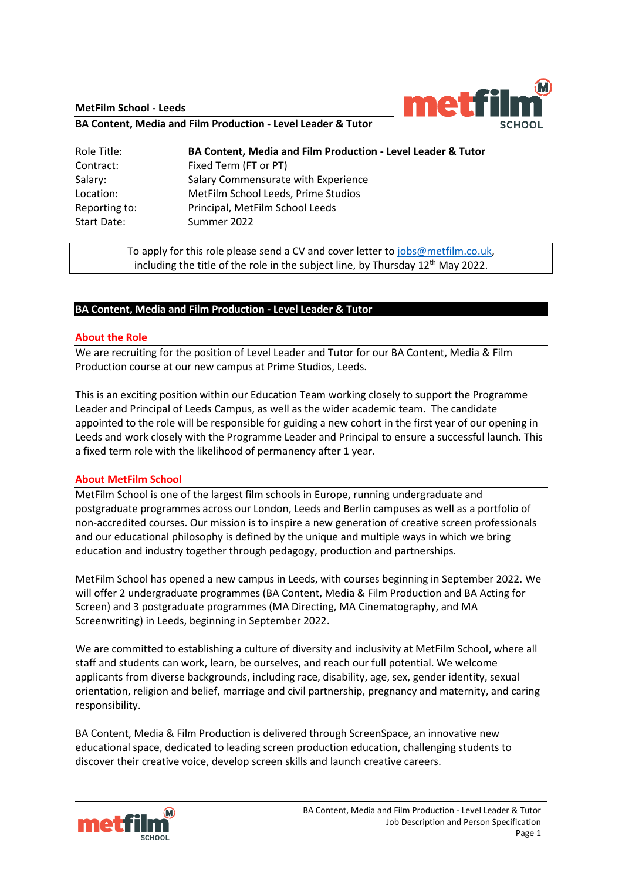**MetFilm School - Leeds**

**BA Content, Media and Film Production - Level Leader & Tutor**

| | |
|---|---|
| Role Title: | **BA Content, Media and Film Production - Level Leader & Tutor** |
| Contract: | Fixed Term (FT or PT) |
| Salary: | Salary Commensurate with Experience |
| Location: | MetFilm School Leeds, Prime Studios |
| Reporting to: | Principal, MetFilm School Leeds |
| Start Date: | Summer 2022 |

To apply for this role please send a CV and cover letter to jobs@metfilm.co.uk, including the title of the role in the subject line, by Thursday 12th May 2022.

## BA Content, Media and Film Production - Level Leader & Tutor

### About the Role

We are recruiting for the position of Level Leader and Tutor for our BA Content, Media & Film Production course at our new campus at Prime Studios, Leeds.

This is an exciting position within our Education Team working closely to support the Programme Leader and Principal of Leeds Campus, as well as the wider academic team. The candidate appointed to the role will be responsible for guiding a new cohort in the first year of our opening in Leeds and work closely with the Programme Leader and Principal to ensure a successful launch. This a fixed term role with the likelihood of permanency after 1 year.

### About MetFilm School

MetFilm School is one of the largest film schools in Europe, running undergraduate and postgraduate programmes across our London, Leeds and Berlin campuses as well as a portfolio of non-accredited courses. Our mission is to inspire a new generation of creative screen professionals and our educational philosophy is defined by the unique and multiple ways in which we bring education and industry together through pedagogy, production and partnerships.

MetFilm School has opened a new campus in Leeds, with courses beginning in September 2022. We will offer 2 undergraduate programmes (BA Content, Media & Film Production and BA Acting for Screen) and 3 postgraduate programmes (MA Directing, MA Cinematography, and MA Screenwriting) in Leeds, beginning in September 2022.

We are committed to establishing a culture of diversity and inclusivity at MetFilm School, where all staff and students can work, learn, be ourselves, and reach our full potential. We welcome applicants from diverse backgrounds, including race, disability, age, sex, gender identity, sexual orientation, religion and belief, marriage and civil partnership, pregnancy and maternity, and caring responsibility.

BA Content, Media & Film Production is delivered through ScreenSpace, an innovative new educational space, dedicated to leading screen production education, challenging students to discover their creative voice, develop screen skills and launch creative careers.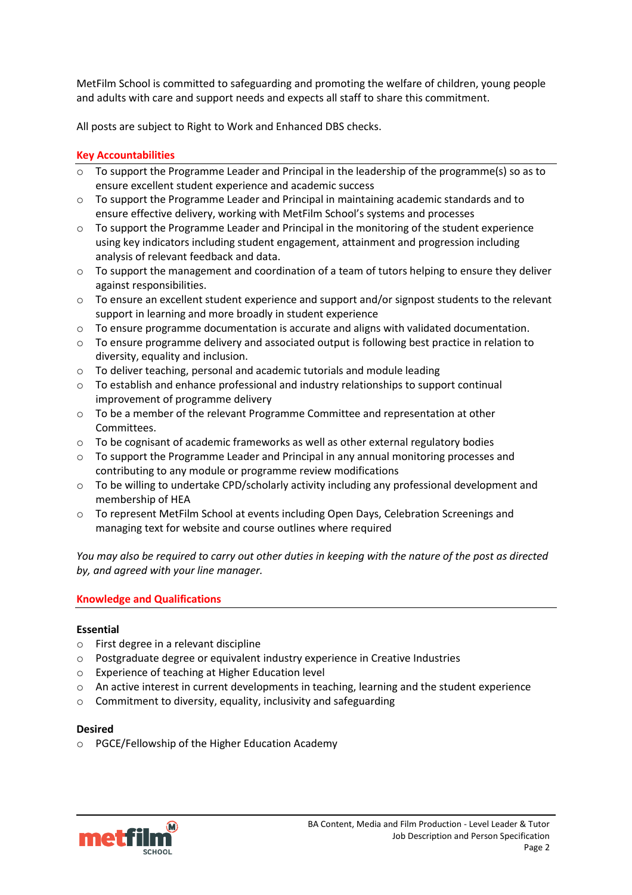MetFilm School is committed to safeguarding and promoting the welfare of children, young people and adults with care and support needs and expects all staff to share this commitment.

All posts are subject to Right to Work and Enhanced DBS checks.

## Key Accountabilities

- To support the Programme Leader and Principal in the leadership of the programme(s) so as to ensure excellent student experience and academic success
- To support the Programme Leader and Principal in maintaining academic standards and to ensure effective delivery, working with MetFilm School's systems and processes
- To support the Programme Leader and Principal in the monitoring of the student experience using key indicators including student engagement, attainment and progression including analysis of relevant feedback and data.
- To support the management and coordination of a team of tutors helping to ensure they deliver against responsibilities.
- To ensure an excellent student experience and support and/or signpost students to the relevant support in learning and more broadly in student experience
- To ensure programme documentation is accurate and aligns with validated documentation.
- To ensure programme delivery and associated output is following best practice in relation to diversity, equality and inclusion.
- To deliver teaching, personal and academic tutorials and module leading
- To establish and enhance professional and industry relationships to support continual improvement of programme delivery
- To be a member of the relevant Programme Committee and representation at other Committees.
- To be cognisant of academic frameworks as well as other external regulatory bodies
- To support the Programme Leader and Principal in any annual monitoring processes and contributing to any module or programme review modifications
- To be willing to undertake CPD/scholarly activity including any professional development and membership of HEA
- To represent MetFilm School at events including Open Days, Celebration Screenings and managing text for website and course outlines where required

*You may also be required to carry out other duties in keeping with the nature of the post as directed by, and agreed with your line manager.*

## Knowledge and Qualifications

### Essential

- First degree in a relevant discipline
- Postgraduate degree or equivalent industry experience in Creative Industries
- Experience of teaching at Higher Education level
- An active interest in current developments in teaching, learning and the student experience
- Commitment to diversity, equality, inclusivity and safeguarding

### Desired

- PGCE/Fellowship of the Higher Education Academy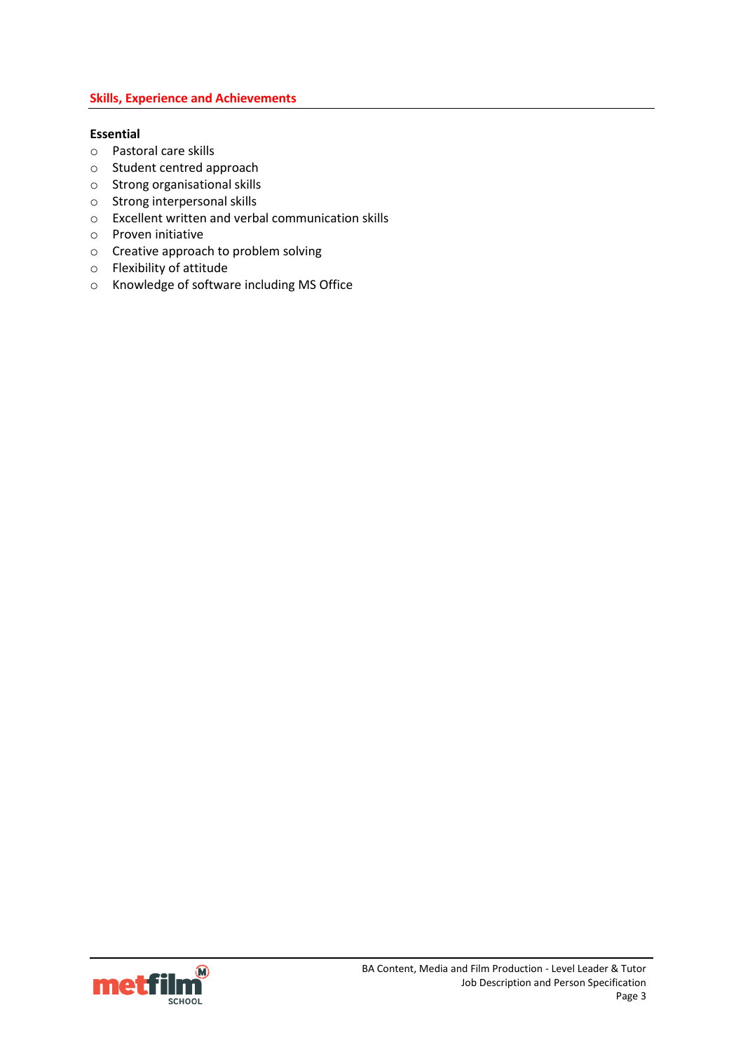## Skills, Experience and Achievements

**Essential**

- Pastoral care skills
- Student centred approach
- Strong organisational skills
- Strong interpersonal skills
- Excellent written and verbal communication skills
- Proven initiative
- Creative approach to problem solving
- Flexibility of attitude
- Knowledge of software including MS Office